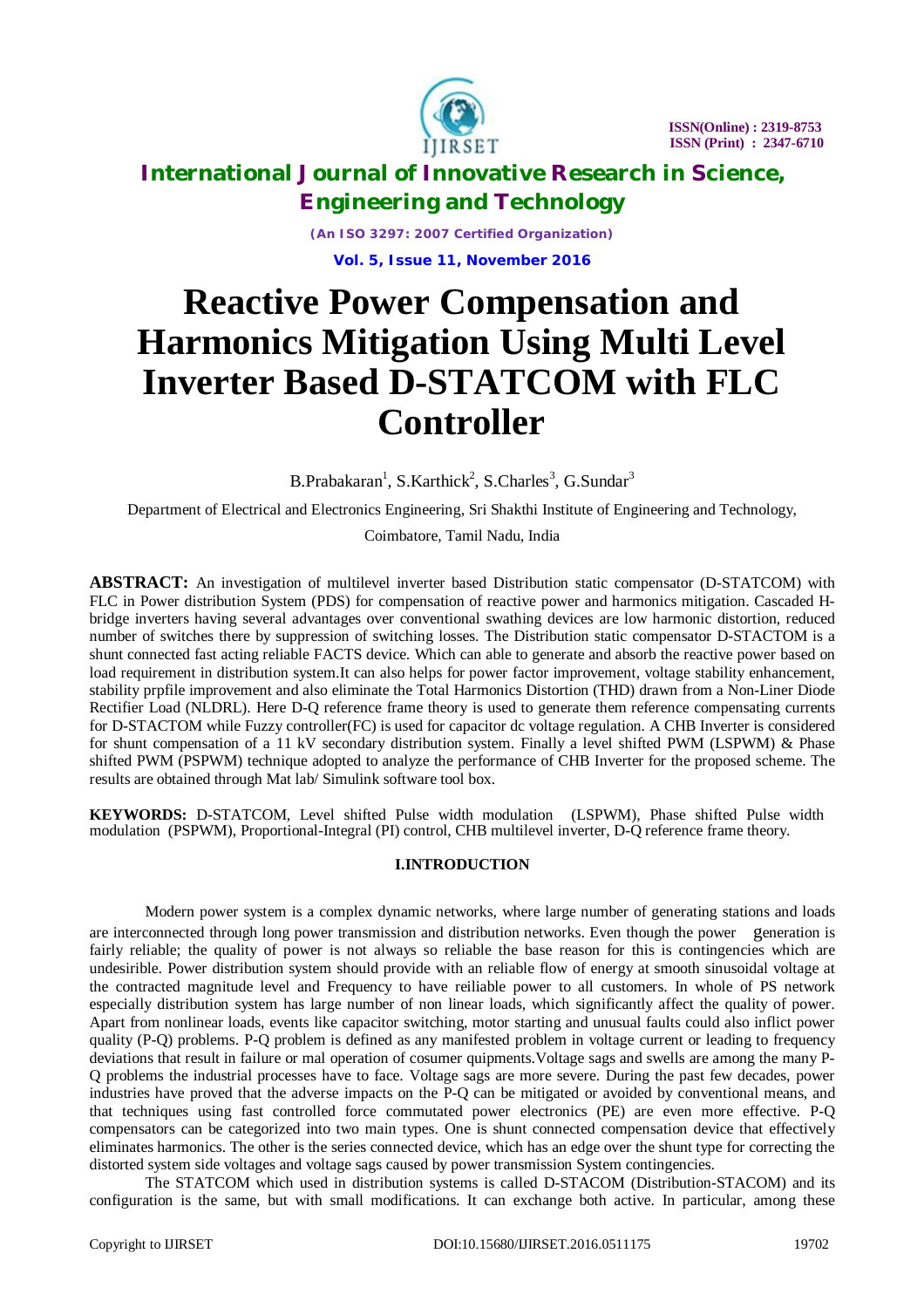# Reactive Power Compensation and Harmonics Mitigation Using Multi Level Inverter Based D-STATCOM with FLC Controller

B.Prabakaran[1], S.Karthick[2], S.Charles[3], G.Sundar[3]

Department of Electrical and Electronics Engineering, Sri Shakthi Institute of Engineering and Technology, Coimbatore, Tamil Nadu, India

**ABSTRACT:** An investigation of multilevel inverter based Distribution static compensator (D-STATCOM) with FLC in Power distribution System (PDS) for compensation of reactive power and harmonics mitigation. Cascaded H-bridge inverters having several advantages over conventional swathing devices are low harmonic distortion, reduced number of switches there by suppression of switching losses. The Distribution static compensator D-STACTOM is a shunt connected fast acting reliable FACTS device. Which can able to generate and absorb the reactive power based on load requirement in distribution system.It can also helps for power factor improvement, voltage stability enhancement, stability prpfile improvement and also eliminate the Total Harmonics Distortion (THD) drawn from a Non-Liner Diode Rectifier Load (NLDRL). Here D-Q reference frame theory is used to generate them reference compensating currents for D-STACTOM while Fuzzy controller(FC) is used for capacitor dc voltage regulation. A CHB Inverter is considered for shunt compensation of a 11 kV secondary distribution system. Finally a level shifted PWM (LSPWM) & Phase shifted PWM (PSPWM) technique adopted to analyze the performance of CHB Inverter for the proposed scheme. The results are obtained through Mat lab/ Simulink software tool box.

**KEYWORDS:** D-STATCOM, Level shifted Pulse width modulation (LSPWM), Phase shifted Pulse width modulation (PSPWM), Proportional-Integral (PI) control, CHB multilevel inverter, D-Q reference frame theory.

## I.INTRODUCTION

Modern power system is a complex dynamic networks, where large number of generating stations and loads are interconnected through long power transmission and distribution networks. Even though the power generation is fairly reliable; the quality of power is not always so reliable the base reason for this is contingencies which are undesirible. Power distribution system should provide with an reliable flow of energy at smooth sinusoidal voltage at the contracted magnitude level and Frequency to have reiliable power to all customers. In whole of PS network especially distribution system has large number of non linear loads, which significantly affect the quality of power. Apart from nonlinear loads, events like capacitor switching, motor starting and unusual faults could also inflict power quality (P-Q) problems. P-Q problem is defined as any manifested problem in voltage current or leading to frequency deviations that result in failure or mal operation of cosumer quipments.Voltage sags and swells are among the many P-Q problems the industrial processes have to face. Voltage sags are more severe. During the past few decades, power industries have proved that the adverse impacts on the P-Q can be mitigated or avoided by conventional means, and that techniques using fast controlled force commutated power electronics (PE) are even more effective. P-Q compensators can be categorized into two main types. One is shunt connected compensation device that effectively eliminates harmonics. The other is the series connected device, which has an edge over the shunt type for correcting the distorted system side voltages and voltage sags caused by power transmission System contingencies.

The STATCOM which used in distribution systems is called D-STACOM (Distribution-STACOM) and its configuration is the same, but with small modifications. It can exchange both active. In particular, among these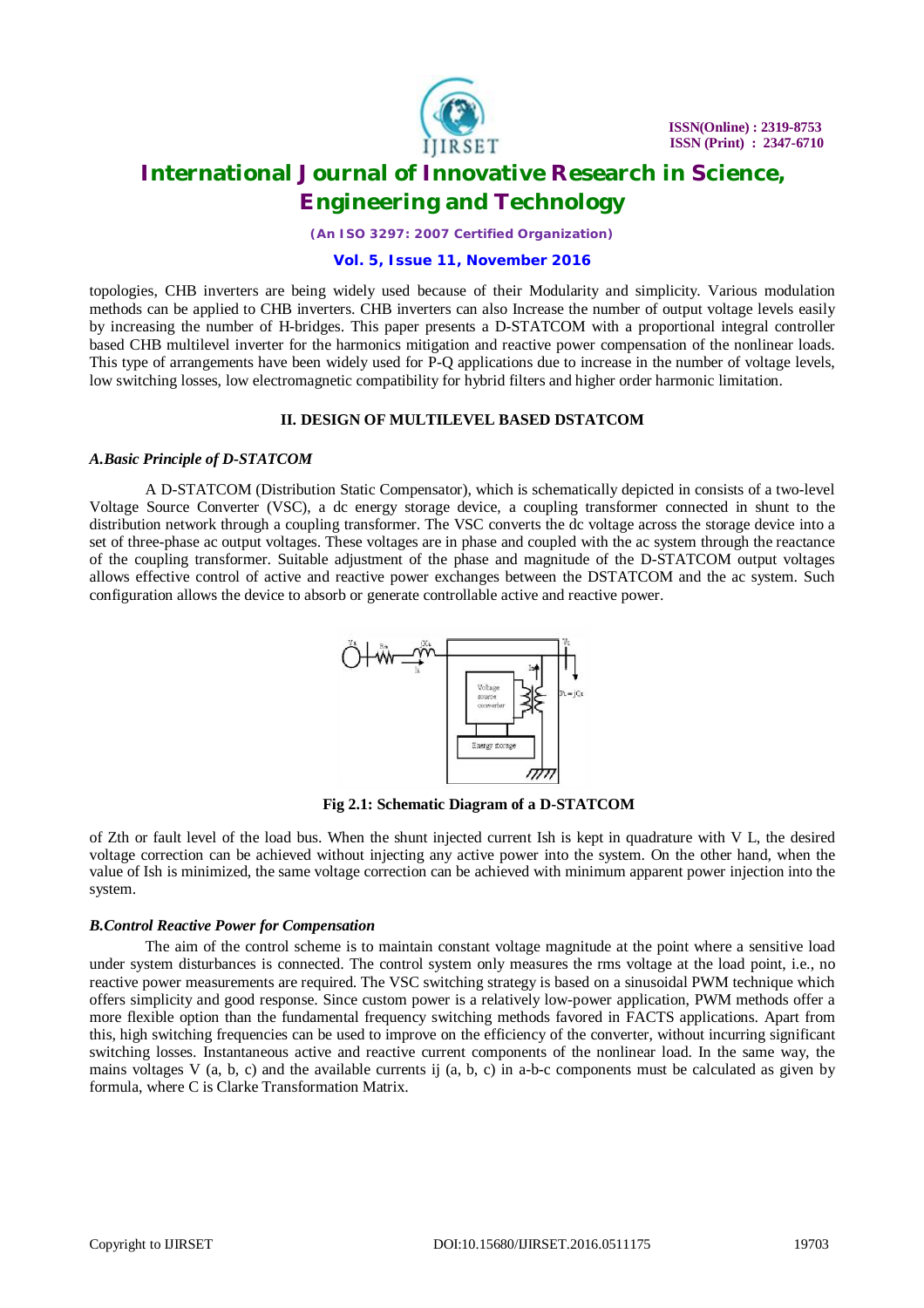topologies, CHB inverters are being widely used because of their Modularity and simplicity. Various modulation methods can be applied to CHB inverters. CHB inverters can also Increase the number of output voltage levels easily by increasing the number of H-bridges. This paper presents a D-STATCOM with a proportional integral controller based CHB multilevel inverter for the harmonics mitigation and reactive power compensation of the nonlinear loads. This type of arrangements have been widely used for P-Q applications due to increase in the number of voltage levels, low switching losses, low electromagnetic compatibility for hybrid filters and higher order harmonic limitation.

## II. DESIGN OF MULTILEVEL BASED DSTATCOM

### *A.Basic Principle of D-STATCOM*

A D-STATCOM (Distribution Static Compensator), which is schematically depicted in consists of a two-level Voltage Source Converter (VSC), a dc energy storage device, a coupling transformer connected in shunt to the distribution network through a coupling transformer. The VSC converts the dc voltage across the storage device into a set of three-phase ac output voltages. These voltages are in phase and coupled with the ac system through the reactance of the coupling transformer. Suitable adjustment of the phase and magnitude of the D-STATCOM output voltages allows effective control of active and reactive power exchanges between the DSTATCOM and the ac system. Such configuration allows the device to absorb or generate controllable active and reactive power.

**Fig 2.1: Schematic Diagram of a D-STATCOM**

of Zth or fault level of the load bus. When the shunt injected current Ish is kept in quadrature with V L, the desired voltage correction can be achieved without injecting any active power into the system. On the other hand, when the value of Ish is minimized, the same voltage correction can be achieved with minimum apparent power injection into the system.

### *B.Control Reactive Power for Compensation*

The aim of the control scheme is to maintain constant voltage magnitude at the point where a sensitive load under system disturbances is connected. The control system only measures the rms voltage at the load point, i.e., no reactive power measurements are required. The VSC switching strategy is based on a sinusoidal PWM technique which offers simplicity and good response. Since custom power is a relatively low-power application, PWM methods offer a more flexible option than the fundamental frequency switching methods favored in FACTS applications. Apart from this, high switching frequencies can be used to improve on the efficiency of the converter, without incurring significant switching losses. Instantaneous active and reactive current components of the nonlinear load. In the same way, the mains voltages V (a, b, c) and the available currents ij (a, b, c) in a-b-c components must be calculated as given by formula, where C is Clarke Transformation Matrix.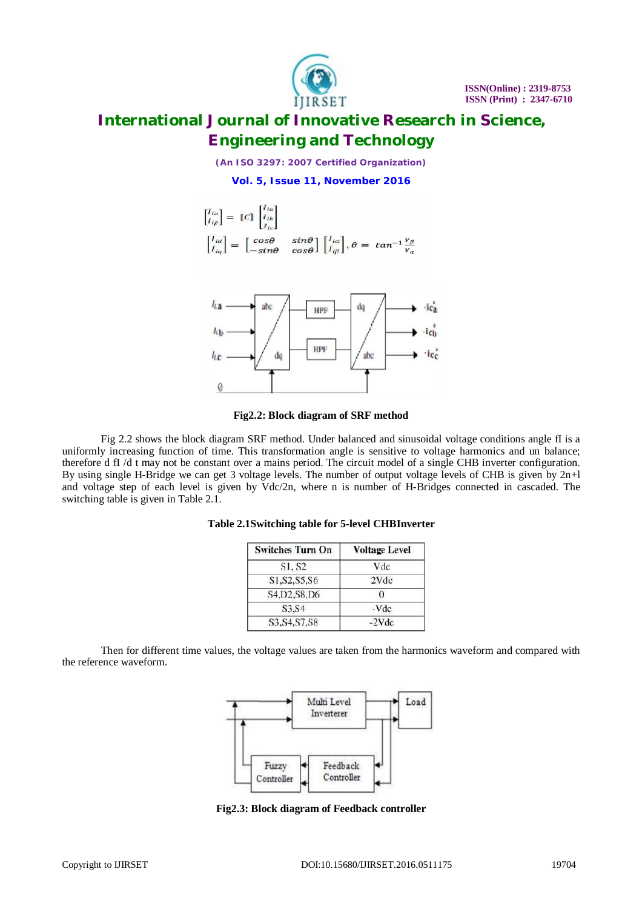$$\begin{bmatrix} I_{l\alpha} \\ I_{l\beta} \end{bmatrix} = [C] \begin{bmatrix} I_{la} \\ I_{lb} \\ I_{lc} \end{bmatrix}$$

$$\begin{bmatrix} I_{ld} \\ I_{lq} \end{bmatrix} = \begin{bmatrix} cos\theta & sin\theta \\ -sin\theta & cos\theta \end{bmatrix} \begin{bmatrix} I_{l\alpha} \\ I_{l\beta} \end{bmatrix}, \theta = tan^{-1}\frac{v_\beta}{v_\alpha}$$

$I_{la}$

$I_{lb}$

$I_{lc}$

abc

dq

HPF

HPF

dq

abc

$i_{ca}^*$

$i_{cb}^*$

$i_{cc}^*$

$\theta$

**Fig2.2: Block diagram of SRF method**

Fig 2.2 shows the block diagram SRF method. Under balanced and sinusoidal voltage conditions angle fI is a uniformly increasing function of time. This transformation angle is sensitive to voltage harmonics and un balance; therefore d fI /d t may not be constant over a mains period. The circuit model of a single CHB inverter configuration. By using single H-Bridge we can get 3 voltage levels. The number of output voltage levels of CHB is given by 2n+l and voltage step of each level is given by Vdc/2n, where n is number of H-Bridges connected in cascaded. The switching table is given in Table 2.1.

**Table 2.1Switching table for 5-level CHBInverter**

| Switches Turn On | Voltage Level |
|---|---|
| S1, S2 | Vdc |
| S1,S2,S5,S6 | 2Vdc |
| S4,D2,S8,D6 | 0 |
| S3,S4 | -Vdc |
| S3,S4,S7,S8 | -2Vdc |

Then for different time values, the voltage values are taken from the harmonics waveform and compared with the reference waveform.

Multi Level Inverterer

Load

Fuzzy Controller

Feedback Controller

**Fig2.3: Block diagram of Feedback controller**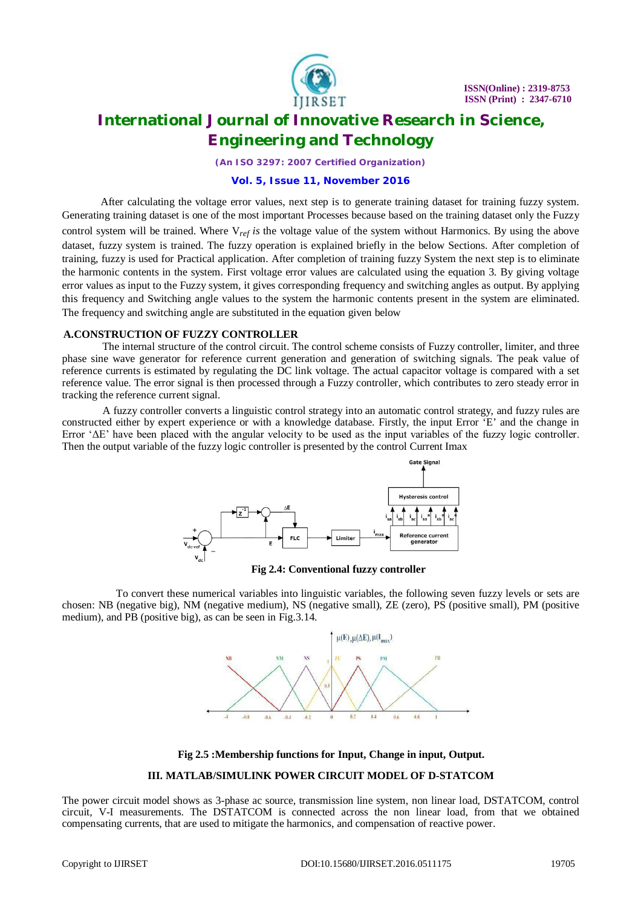After calculating the voltage error values, next step is to generate training dataset for training fuzzy system. Generating training dataset is one of the most important Processes because based on the training dataset only the Fuzzy control system will be trained. Where $V_{ref}$ *is* the voltage value of the system without Harmonics. By using the above dataset, fuzzy system is trained. The fuzzy operation is explained briefly in the below Sections. After completion of training, fuzzy is used for Practical application. After completion of training fuzzy System the next step is to eliminate the harmonic contents in the system. First voltage error values are calculated using the equation 3. By giving voltage error values as input to the Fuzzy system, it gives corresponding frequency and switching angles as output. By applying this frequency and Switching angle values to the system the harmonic contents present in the system are eliminated. The frequency and switching angle are substituted in the equation given below

### A.CONSTRUCTION OF FUZZY CONTROLLER

The internal structure of the control circuit. The control scheme consists of Fuzzy controller, limiter, and three phase sine wave generator for reference current generation and generation of switching signals. The peak value of reference currents is estimated by regulating the DC link voltage. The actual capacitor voltage is compared with a set reference value. The error signal is then processed through a Fuzzy controller, which contributes to zero steady error in tracking the reference current signal.

A fuzzy controller converts a linguistic control strategy into an automatic control strategy, and fuzzy rules are constructed either by expert experience or with a knowledge database. Firstly, the input Error 'E' and the change in Error 'ΔE' have been placed with the angular velocity to be used as the input variables of the fuzzy logic controller. Then the output variable of the fuzzy logic controller is presented by the control Current Imax

Gate Signal
Hysteresis control
$i_{sa}$ $i_{sb}$ $i_{sc}$ $i_{sa}^*$ $i_{sb}^*$ $i_{sc}^*$
$z^{-1}$
ΔE
+
$V_{dc-ref}$
−
$V_{dc}$
E
FLC
Limiter
$i_{max}$
Reference current generator

**Fig 2.4: Conventional fuzzy controller**

To convert these numerical variables into linguistic variables, the following seven fuzzy levels or sets are chosen: NB (negative big), NM (negative medium), NS (negative small), ZE (zero), PS (positive small), PM (positive medium), and PB (positive big), as can be seen in Fig.3.14.

$\mu(E), \mu(\Delta E), \mu(I_{max})$
NB NM NS ZE PS PM PB
1
0.5
-1 -0.8 -0.6 -0.4 -0.2 0 0.2 0.4 0.6 0.8 1

**Fig 2.5 :Membership functions for Input, Change in input, Output.**

## III. MATLAB/SIMULINK POWER CIRCUIT MODEL OF D-STATCOM

The power circuit model shows as 3-phase ac source, transmission line system, non linear load, DSTATCOM, control circuit, V-I measurements. The DSTATCOM is connected across the non linear load, from that we obtained compensating currents, that are used to mitigate the harmonics, and compensation of reactive power.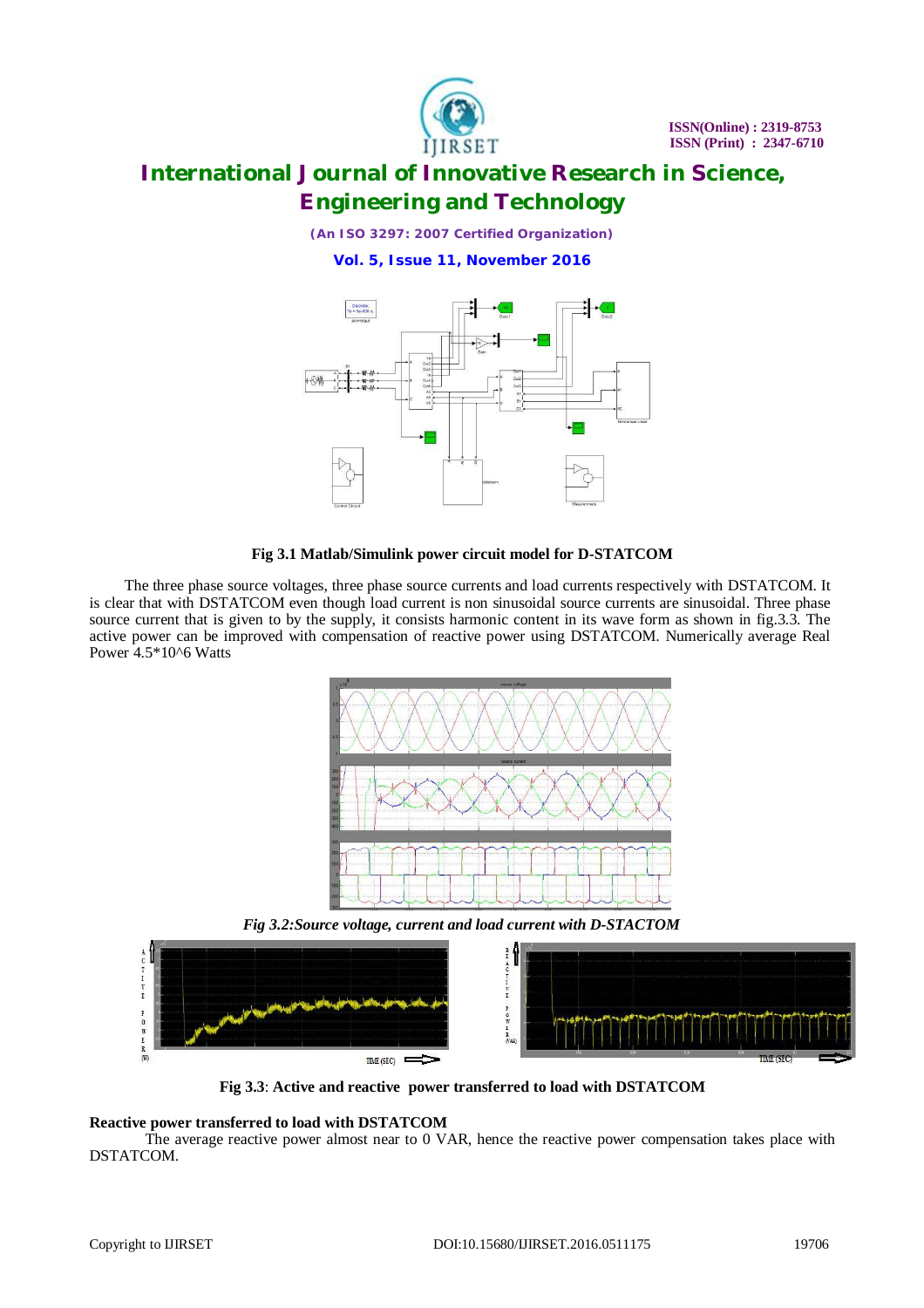Fig 3.1 Matlab/Simulink power circuit model for D-STATCOM

The three phase source voltages, three phase source currents and load currents respectively with DSTATCOM. It is clear that with DSTATCOM even though load current is non sinusoidal source currents are sinusoidal. Three phase source current that is given to by the supply, it consists harmonic content in its wave form as shown in fig.3.3. The active power can be improved with compensation of reactive power using DSTATCOM. Numerically average Real Power 4.5*10^6 Watts

*Fig 3.2:Source voltage, current and load current with D-STACTOM*

ACTIVE POWER (W)

TIME (SEC)

REACTIVE POWER (VAR)

TIME (SEC)

**Fig 3.3**: **Active and reactive power transferred to load with DSTATCOM**

**Reactive power transferred to load with DSTATCOM**

The average reactive power almost near to 0 VAR, hence the reactive power compensation takes place with DSTATCOM.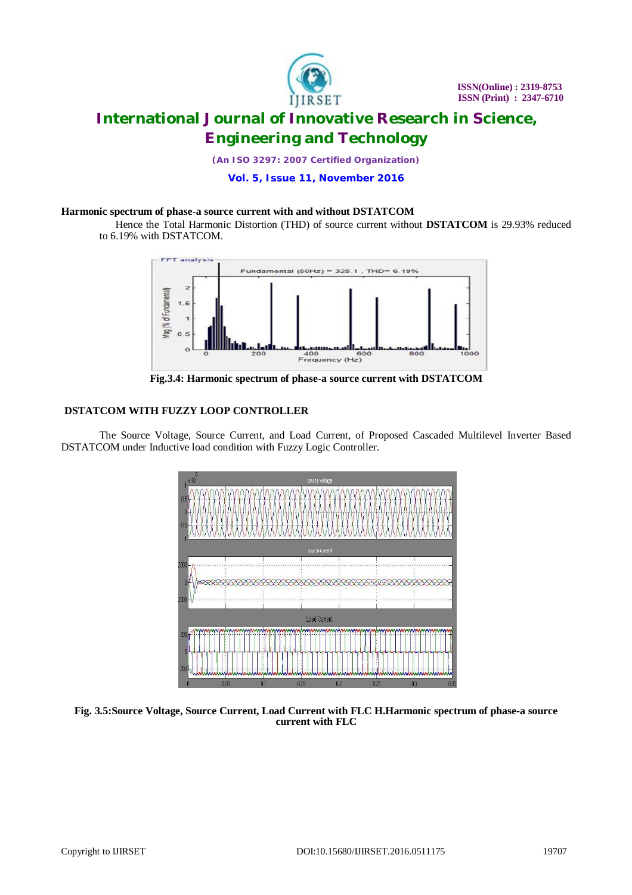**Harmonic spectrum of phase-a source current with and without DSTATCOM**

Hence the Total Harmonic Distortion (THD) of source current without **DSTATCOM** is 29.93% reduced to 6.19% with DSTATCOM.

**Fig.3.4: Harmonic spectrum of phase-a source current with DSTATCOM**

## DSTATCOM WITH FUZZY LOOP CONTROLLER

The Source Voltage, Source Current, and Load Current, of Proposed Cascaded Multilevel Inverter Based DSTATCOM under Inductive load condition with Fuzzy Logic Controller.

**Fig. 3.5:Source Voltage, Source Current, Load Current with FLC H.Harmonic spectrum of phase-a source current with FLC**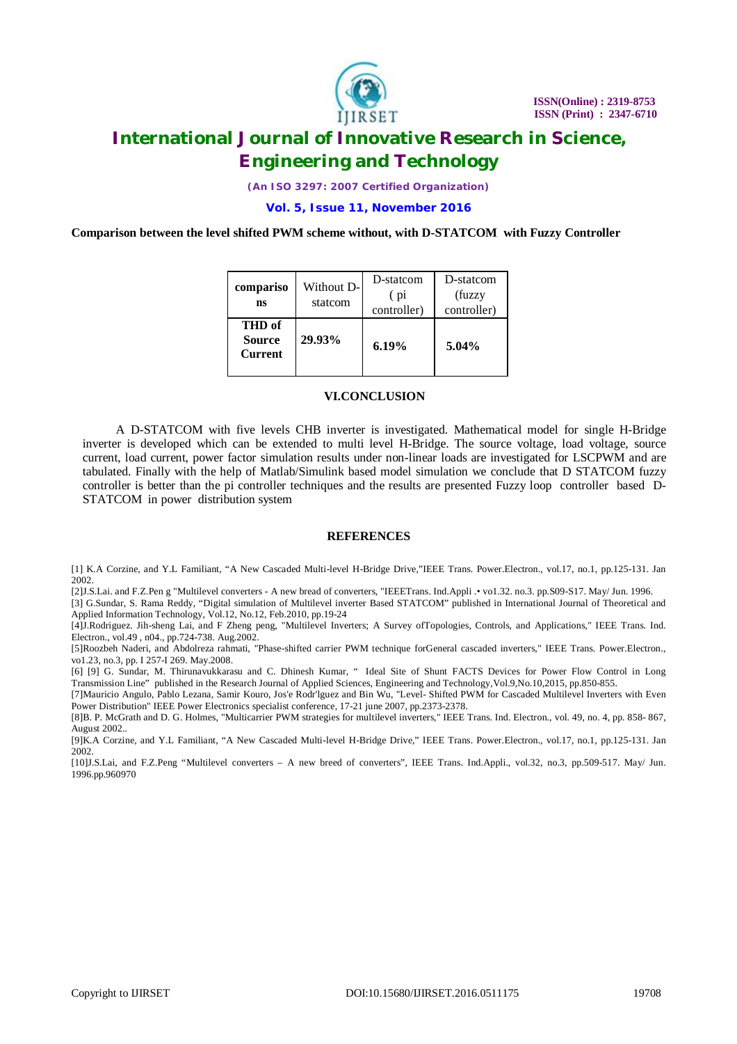**Comparison between the level shifted PWM scheme without, with D-STATCOM with Fuzzy Controller**

| **comparisons** | Without D-statcom | D-statcom ( pi controller) | D-statcom (fuzzy controller) |
|---|---|---|---|
| **THD of Source Current** | **29.93%** | **6.19%** | **5.04%** |

## VI.CONCLUSION

A D-STATCOM with five levels CHB inverter is investigated. Mathematical model for single H-Bridge inverter is developed which can be extended to multi level H-Bridge. The source voltage, load voltage, source current, load current, power factor simulation results under non-linear loads are investigated for LSCPWM and are tabulated. Finally with the help of Matlab/Simulink based model simulation we conclude that D STATCOM fuzzy controller is better than the pi controller techniques and the results are presented Fuzzy loop controller based D-STATCOM in power distribution system

## REFERENCES

[1] K.A Corzine, and Y.L Familiant, "A New Cascaded Multi-level H-Bridge Drive,"IEEE Trans. Power.Electron., vol.17, no.1, pp.125-131. Jan 2002.

[2]J.S.Lai. and F.Z.Pen g "Multilevel converters - A new bread of converters, "IEEETrans. Ind.Appli .• vo1.32. no.3. pp.S09-S17. May/ Jun. 1996.

[3] G.Sundar, S. Rama Reddy, "Digital simulation of Multilevel inverter Based STATCOM" published in International Journal of Theoretical and Applied Information Technology, Vol.12, No.12, Feb.2010, pp.19-24

[4]J.Rodriguez. Jih-sheng Lai, and F Zheng peng, "Multilevel Inverters; A Survey ofTopologies, Controls, and Applications," IEEE Trans. Ind. Electron., vol.49 , n04., pp.724-738. Aug.2002.

[5]Roozbeh Naderi, and Abdolreza rahmati, "Phase-shifted carrier PWM technique forGeneral cascaded inverters," IEEE Trans. Power.Electron., vo1.23, no.3, pp. I 257-I 269. May.2008.

[6] [9] G. Sundar, M. Thirunavukkarasu and C. Dhinesh Kumar, " Ideal Site of Shunt FACTS Devices for Power Flow Control in Long Transmission Line" published in the Research Journal of Applied Sciences, Engineering and Technology,Vol.9,No.10,2015, pp.850-855.

[7]Mauricio Angulo, Pablo Lezana, Samir Kouro, Jos'e Rodr'lguez and Bin Wu, "Level- Shifted PWM for Cascaded Multilevel Inverters with Even Power Distribution" IEEE Power Electronics specialist conference, 17-21 june 2007, pp.2373-2378.

[8]B. P. McGrath and D. G. Holmes, "Multicarrier PWM strategies for multilevel inverters," IEEE Trans. Ind. Electron., vol. 49, no. 4, pp. 858- 867, August 2002..

[9]K.A Corzine, and Y.L Familiant, "A New Cascaded Multi-level H-Bridge Drive," IEEE Trans. Power.Electron., vol.17, no.1, pp.125-131. Jan 2002.

[10]J.S.Lai, and F.Z.Peng "Multilevel converters – A new breed of converters", IEEE Trans. Ind.Appli., vol.32, no.3, pp.509-517. May/ Jun. 1996.pp.960970